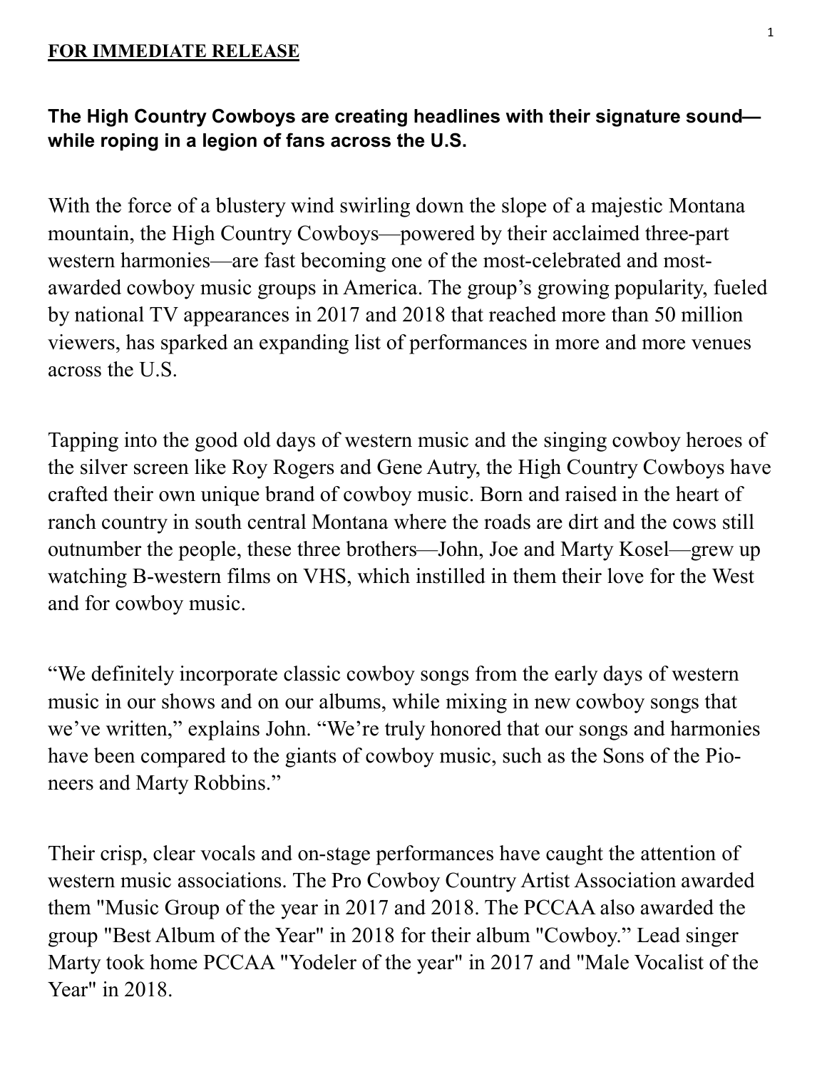**FOR IMMEDIATE RELEASE**

**The High Country Cowboys are creating headlines with their signature sound—while roping in a legion of fans across the U.S.**

With the force of a blustery wind swirling down the slope of a majestic Montana mountain, the High Country Cowboys—powered by their acclaimed three-part western harmonies—are fast becoming one of the most-celebrated and most-awarded cowboy music groups in America. The group's growing popularity, fueled by national TV appearances in 2017 and 2018 that reached more than 50 million viewers, has sparked an expanding list of performances in more and more venues across the U.S.

Tapping into the good old days of western music and the singing cowboy heroes of the silver screen like Roy Rogers and Gene Autry, the High Country Cowboys have crafted their own unique brand of cowboy music. Born and raised in the heart of ranch country in south central Montana where the roads are dirt and the cows still outnumber the people, these three brothers—John, Joe and Marty Kosel—grew up watching B-western films on VHS, which instilled in them their love for the West and for cowboy music.

"We definitely incorporate classic cowboy songs from the early days of western music in our shows and on our albums, while mixing in new cowboy songs that we've written," explains John. "We're truly honored that our songs and harmonies have been compared to the giants of cowboy music, such as the Sons of the Pioneers and Marty Robbins."

Their crisp, clear vocals and on-stage performances have caught the attention of western music associations. The Pro Cowboy Country Artist Association awarded them "Music Group of the year in 2017 and 2018. The PCCAA also awarded the group "Best Album of the Year" in 2018 for their album "Cowboy." Lead singer Marty took home PCCAA "Yodeler of the year" in 2017 and "Male Vocalist of the Year" in 2018.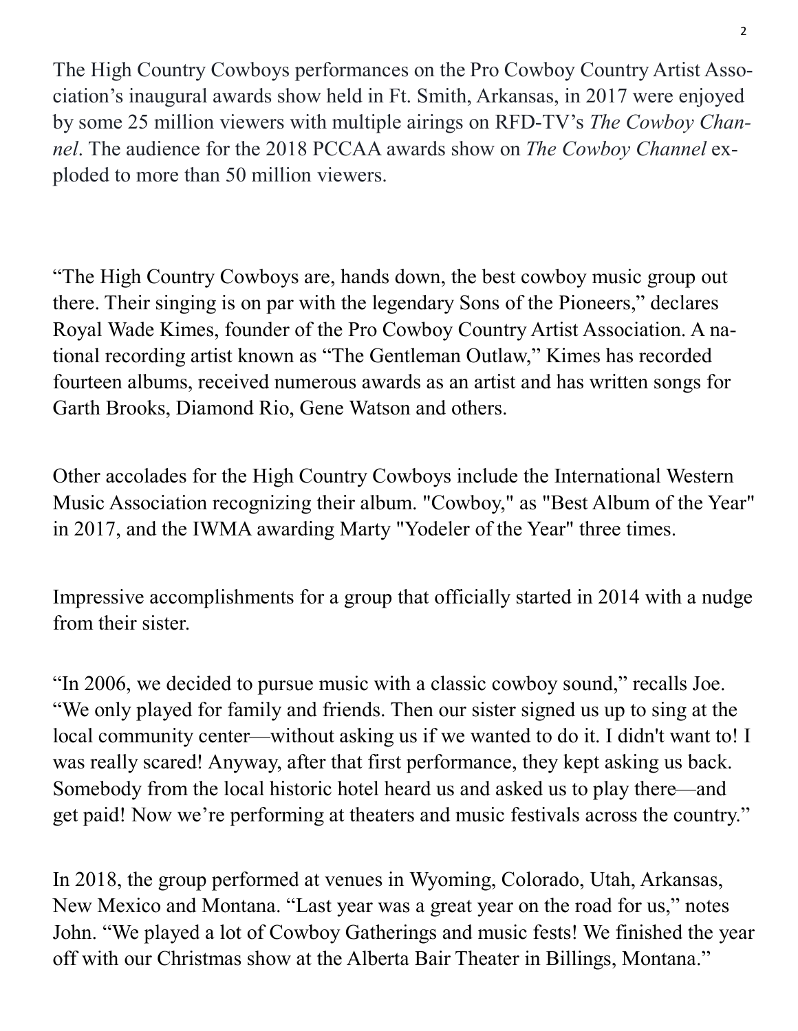The High Country Cowboys performances on the Pro Cowboy Country Artist Association's inaugural awards show held in Ft. Smith, Arkansas, in 2017 were enjoyed by some 25 million viewers with multiple airings on RFD-TV's *The Cowboy Channel*. The audience for the 2018 PCCAA awards show on *The Cowboy Channel* exploded to more than 50 million viewers.

"The High Country Cowboys are, hands down, the best cowboy music group out there. Their singing is on par with the legendary Sons of the Pioneers," declares Royal Wade Kimes, founder of the Pro Cowboy Country Artist Association. A national recording artist known as "The Gentleman Outlaw," Kimes has recorded fourteen albums, received numerous awards as an artist and has written songs for Garth Brooks, Diamond Rio, Gene Watson and others.

Other accolades for the High Country Cowboys include the International Western Music Association recognizing their album. "Cowboy," as "Best Album of the Year" in 2017, and the IWMA awarding Marty "Yodeler of the Year" three times.

Impressive accomplishments for a group that officially started in 2014 with a nudge from their sister.

"In 2006, we decided to pursue music with a classic cowboy sound," recalls Joe. "We only played for family and friends. Then our sister signed us up to sing at the local community center—without asking us if we wanted to do it. I didn't want to! I was really scared! Anyway, after that first performance, they kept asking us back. Somebody from the local historic hotel heard us and asked us to play there—and get paid! Now we're performing at theaters and music festivals across the country."

In 2018, the group performed at venues in Wyoming, Colorado, Utah, Arkansas, New Mexico and Montana. "Last year was a great year on the road for us," notes John. "We played a lot of Cowboy Gatherings and music fests! We finished the year off with our Christmas show at the Alberta Bair Theater in Billings, Montana."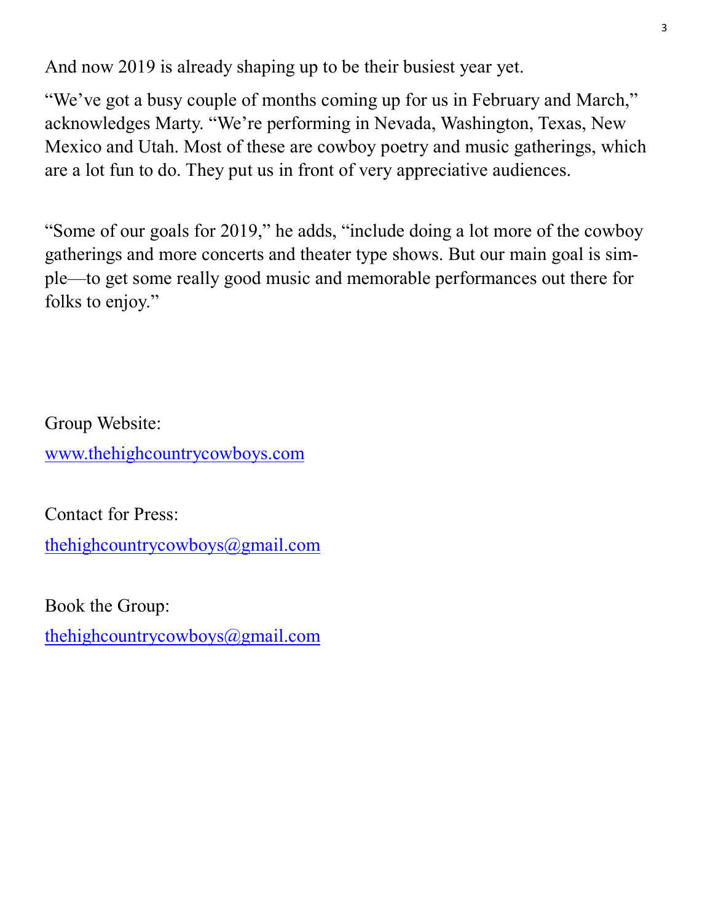And now 2019 is already shaping up to be their busiest year yet.

"We've got a busy couple of months coming up for us in February and March," acknowledges Marty. "We're performing in Nevada, Washington, Texas, New Mexico and Utah. Most of these are cowboy poetry and music gatherings, which are a lot fun to do. They put us in front of very appreciative audiences.

"Some of our goals for 2019," he adds, "include doing a lot more of the cowboy gatherings and more concerts and theater type shows. But our main goal is simple—to get some really good music and memorable performances out there for folks to enjoy."

Group Website:

[www.thehighcountrycowboys.com](http://www.thehighcountrycowboys.com)

Contact for Press:

[thehighcountrycowboys@gmail.com](mailto:thehighcountrycowboys@gmail.com)

Book the Group:

[thehighcountrycowboys@gmail.com](mailto:thehighcountrycowboys@gmail.com)